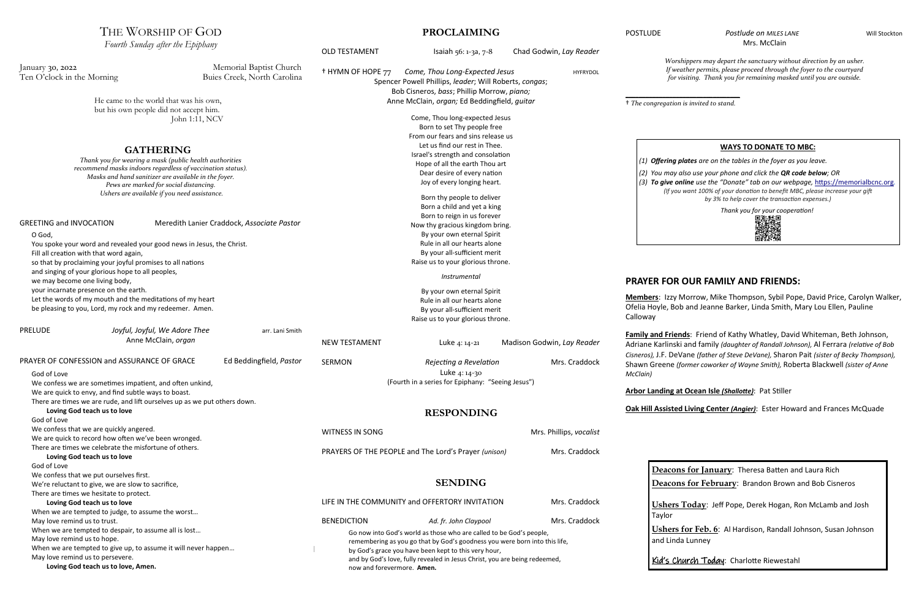# The Worship of God

*Fourth Sunday after the Epiphany*

January 30, 2022 — Memorial Baptist Church
Ten O'clock in the Morning — Buies Creek, North Carolina

He came to the world that was his own,
but his own people did not accept him.
John 1:11, NCV

## GATHERING

*Thank you for wearing a mask (public health authorities recommend masks indoors regardless of vaccination status). Masks and hand sanitizer are available in the foyer. Pews are marked for social distancing. Ushers are available if you need assistance.*

GREETING and INVOCATION — Meredith Lanier Craddock, *Associate Pastor*

O God,
You spoke your word and revealed your good news in Jesus, the Christ.
Fill all creation with that word again,
so that by proclaiming your joyful promises to all nations
and singing of your glorious hope to all peoples,
we may become one living body,
your incarnate presence on the earth.
Let the words of my mouth and the meditations of my heart
be pleasing to you, Lord, my rock and my redeemer. Amen.

PRELUDE — *Joyful, Joyful, We Adore Thee* — arr. Lani Smith
Anne McClain, *organ*

PRAYER OF CONFESSION and ASSURANCE OF GRACE — Ed Beddingfield, *Pastor*

God of Love
We confess that we are sometimes impatient, and often unkind,
We are quick to envy, and find subtle ways to boast.
There are times we are rude, and lift ourselves up as we put others down.
**Loving God teach us to love**
God of Love
We confess that we are quickly angered.
We are quick to record how often we've been wronged.
There are times we celebrate the misfortune of others.
**Loving God teach us to love**
God of Love
We confess that we put ourselves first.
We're reluctant to give, we are slow to sacrifice,
There are times we hesitate to protect.
**Loving God teach us to love**
When we are tempted to judge, to assume the worst…
May love remind us to trust.
When we are tempted to despair, to assume all is lost…
May love remind us to hope.
When we are tempted to give up, to assume it will never happen…
May love remind us to persevere.
**Loving God teach us to love, Amen.**

## PROCLAIMING

OLD TESTAMENT — Isaiah 56: 1-3a, 7-8 — Chad Godwin, *Lay Reader*

† HYMN OF HOPE 77 — *Come, Thou Long-Expected Jesus* — HYFRYDOL
Spencer Powell Phillips, *leader*; Will Roberts, *congas*;
Bob Cisneros, *bass*; Phillip Morrow, *piano;*
Anne McClain, *organ;* Ed Beddingfield, *guitar*

Come, Thou long-expected Jesus
Born to set Thy people free
From our fears and sins release us
Let us find our rest in Thee.
Israel's strength and consolation
Hope of all the earth Thou art
Dear desire of every nation
Joy of every longing heart.

Born thy people to deliver
Born a child and yet a king
Born to reign in us forever
Now thy gracious kingdom bring.
By your own eternal Spirit
Rule in all our hearts alone
By your all-sufficient merit
Raise us to your glorious throne.

*Instrumental*

By your own eternal Spirit
Rule in all our hearts alone
By your all-sufficient merit
Raise us to your glorious throne.

NEW TESTAMENT — Luke 4: 14-21 — Madison Godwin, *Lay Reader*

SERMON — *Rejecting a Revelation* — Mrs. Craddock
Luke 4: 14-30
(Fourth in a series for Epiphany: "Seeing Jesus")

## RESPONDING

WITNESS IN SONG — Mrs. Phillips, *vocalist*

PRAYERS OF THE PEOPLE and The Lord's Prayer *(unison)* — Mrs. Craddock

## SENDING

LIFE IN THE COMMUNITY and OFFERTORY INVITATION — Mrs. Craddock

BENEDICTION — *Ad. fr. John Claypool* — Mrs. Craddock

Go now into God's world as those who are called to be God's people,
remembering as you go that by God's goodness you were born into this life,
by God's grace you have been kept to this very hour,
and by God's love, fully revealed in Jesus Christ, you are being redeemed,
now and forevermore. **Amen.**

POSTLUDE — *Postlude on MILES LANE* — Will Stockton
Mrs. McClain

*Worshippers may depart the sanctuary without direction by an usher. If weather permits, please proceed through the foyer to the courtyard for visiting. Thank you for remaining masked until you are outside.*

† *The congregation is invited to stand.*

**WAYS TO DONATE TO MBC:**

*(1)* ***Offering plates*** *are on the tables in the foyer as you leave.*
*(2) You may also use your phone and click the* ***QR code below****; OR*
*(3)* ***To give online*** *use the "Donate" tab on our webpage,* https://memorialbcnc.org.
*(If you want 100% of your donation to benefit MBC, please increase your gift by 3% to help cover the transaction expenses.)*

*Thank you for your cooperation!*

## PRAYER FOR OUR FAMILY AND FRIENDS:

**Members**: Izzy Morrow, Mike Thompson, Sybil Pope, David Price, Carolyn Walker, Ofelia Hoyle, Bob and Jeanne Barker, Linda Smith, Mary Lou Ellen, Pauline Calloway

**Family and Friends**: Friend of Kathy Whatley, David Whiteman, Beth Johnson, Adriane Karlinski and family *(daughter of Randall Johnson),* Al Ferrara *(relative of Bob Cisneros),* J.F. DeVane *(father of Steve DeVane),* Sharon Pait *(sister of Becky Thompson),* Shawn Greene *(former coworker of Wayne Smith),* Roberta Blackwell *(sister of Anne McClain)*

**Arbor Landing at Ocean Isle *(Shallotte)***: Pat Stiller

**Oak Hill Assisted Living Center *(Angier)***: Ester Howard and Frances McQuade

**Deacons for January**: Theresa Batten and Laura Rich
**Deacons for February**: Brandon Brown and Bob Cisneros

**Ushers Today**: Jeff Pope, Derek Hogan, Ron McLamb and Josh Taylor

**Ushers for Feb. 6**: Al Hardison, Randall Johnson, Susan Johnson and Linda Lunney

**Kid's Church Today**: Charlotte Riewestahl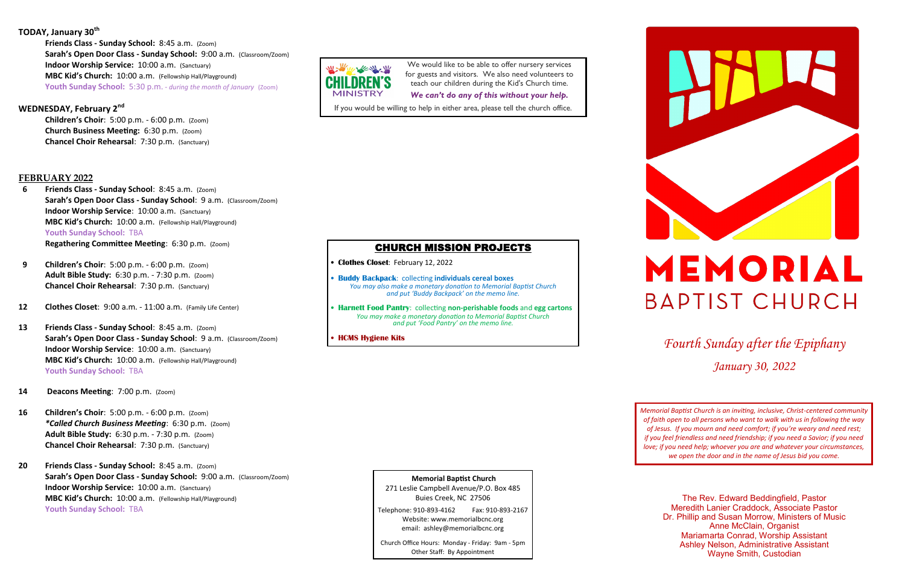**TODAY, January 30th**

**Friends Class - Sunday School:** 8:45 a.m. (Zoom)
**Sarah's Open Door Class - Sunday School:** 9:00 a.m. (Classroom/Zoom)
**Indoor Worship Service:** 10:00 a.m. (Sanctuary)
**MBC Kid's Church:** 10:00 a.m. (Fellowship Hall/Playground)
**Youth Sunday School:** 5:30 p.m. - *during the month of January* (Zoom)

**WEDNESDAY, February 2nd**

**Children's Choir**: 5:00 p.m. - 6:00 p.m. (Zoom)
**Church Business Meeting:** 6:30 p.m. (Zoom)
**Chancel Choir Rehearsal**: 7:30 p.m. (Sanctuary)

## FEBRUARY 2022

**6**
**Friends Class - Sunday School**: 8:45 a.m. (Zoom)
**Sarah's Open Door Class - Sunday School**: 9 a.m. (Classroom/Zoom)
**Indoor Worship Service**: 10:00 a.m. (Sanctuary)
**MBC Kid's Church:** 10:00 a.m. (Fellowship Hall/Playground)
**Youth Sunday School:** TBA
**Regathering Committee Meeting**: 6:30 p.m. (Zoom)

**9**
**Children's Choir**: 5:00 p.m. - 6:00 p.m. (Zoom)
**Adult Bible Study:** 6:30 p.m. - 7:30 p.m. (Zoom)
**Chancel Choir Rehearsal**: 7:30 p.m. (Sanctuary)

**12**
**Clothes Closet**: 9:00 a.m. - 11:00 a.m. (Family Life Center)

**13**
**Friends Class - Sunday School**: 8:45 a.m. (Zoom)
**Sarah's Open Door Class - Sunday School**: 9 a.m. (Classroom/Zoom)
**Indoor Worship Service**: 10:00 a.m. (Sanctuary)
**MBC Kid's Church:** 10:00 a.m. (Fellowship Hall/Playground)
**Youth Sunday School:** TBA

**14**
**Deacons Meeting**: 7:00 p.m. (Zoom)

**16**
**Children's Choir**: 5:00 p.m. - 6:00 p.m. (Zoom)
***\*Called Church Business Meeting***: 6:30 p.m. (Zoom)
**Adult Bible Study:** 6:30 p.m. - 7:30 p.m. (Zoom)
**Chancel Choir Rehearsal**: 7:30 p.m. (Sanctuary)

**20**
**Friends Class - Sunday School:** 8:45 a.m. (Zoom)
**Sarah's Open Door Class - Sunday School:** 9:00 a.m. (Classroom/Zoom)
**Indoor Worship Service:** 10:00 a.m. (Sanctuary)
**MBC Kid's Church:** 10:00 a.m. (Fellowship Hall/Playground)
**Youth Sunday School:** TBA

CHILDREN'S MINISTRY

We would like to be able to offer nursery services for guests and visitors. We also need volunteers to teach our children during the Kid's Church time.

***We can't do any of this without your help.***

If you would be willing to help in either area, please tell the church office.

## CHURCH MISSION PROJECTS

- **Clothes Closet**: February 12, 2022
- **Buddy Backpack**: collecting **individuals cereal boxes**
  *You may also make a monetary donation to Memorial Baptist Church and put 'Buddy Backpack' on the memo line.*
- **Harnett Food Pantry**: collecting **non-perishable foods** and **egg cartons**
  *You may make a monetary donation to Memorial Baptist Church and put 'Food Pantry' on the memo line.*
- **HCMS Hygiene Kits**

**Memorial Baptist Church**
271 Leslie Campbell Avenue/P.O. Box 485
Buies Creek, NC 27506

Telephone: 910-893-4162 Fax: 910-893-2167
Website: www.memorialbcnc.org
email: ashley@memorialbcnc.org

Church Office Hours: Monday - Friday: 9am - 5pm
Other Staff: By Appointment

# MEMORIAL BAPTIST CHURCH

*Fourth Sunday after the Epiphany*

*January 30, 2022*

*Memorial Baptist Church is an inviting, inclusive, Christ-centered community of faith open to all persons who want to walk with us in following the way of Jesus. If you mourn and need comfort; if you're weary and need rest; if you feel friendless and need friendship; if you need a Savior; if you need love; if you need help; whoever you are and whatever your circumstances, we open the door and in the name of Jesus bid you come.*

The Rev. Edward Beddingfield, Pastor
Meredith Lanier Craddock, Associate Pastor
Dr. Phillip and Susan Morrow, Ministers of Music
Anne McClain, Organist
Mariamarta Conrad, Worship Assistant
Ashley Nelson, Administrative Assistant
Wayne Smith, Custodian